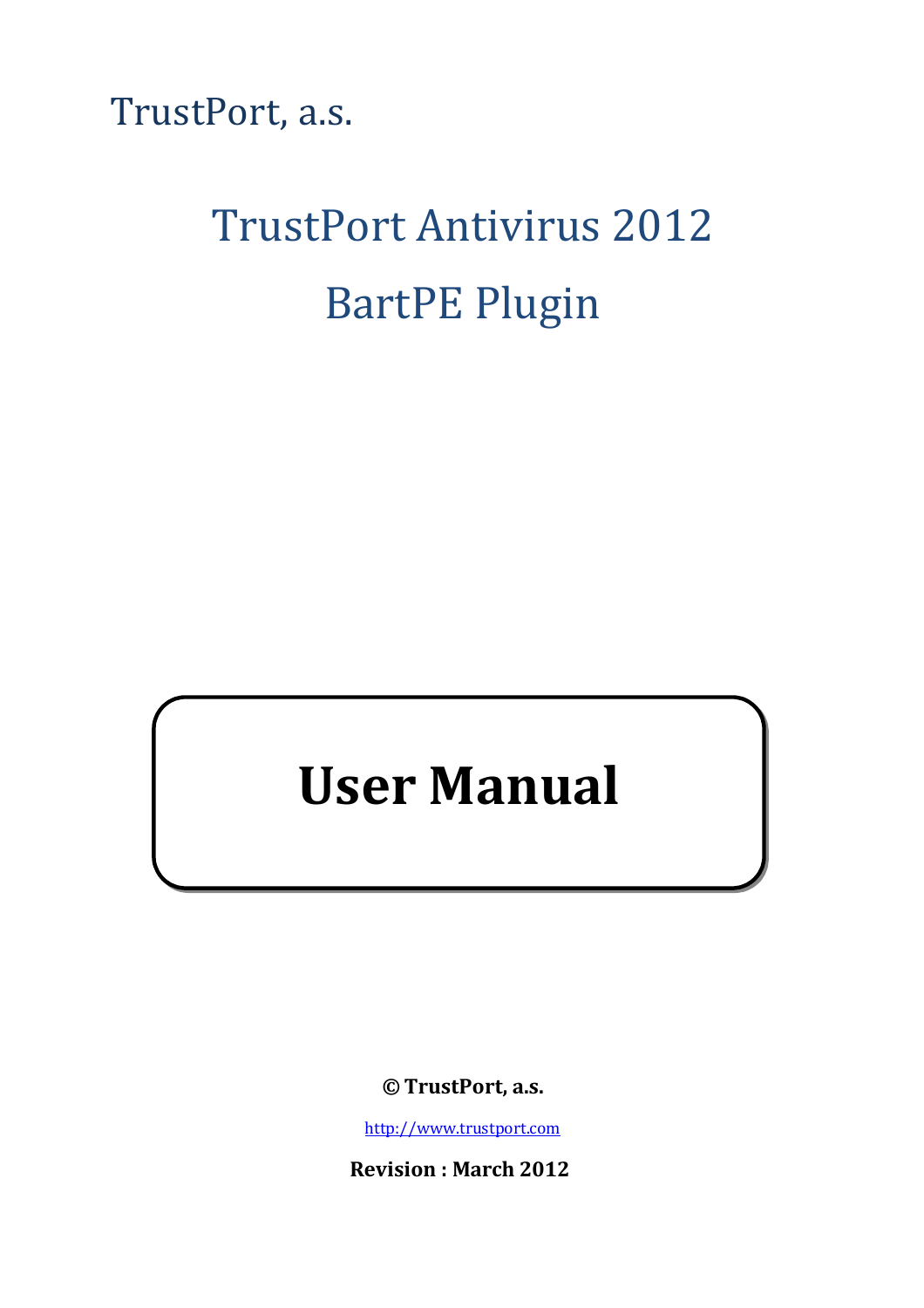TrustPort, a.s.

# TrustPort Antivirus 2012

# BartPE Plugin

# User Manual

**© TrustPort, a.s.**

http://www.trustport.com

**Revision : March 2012**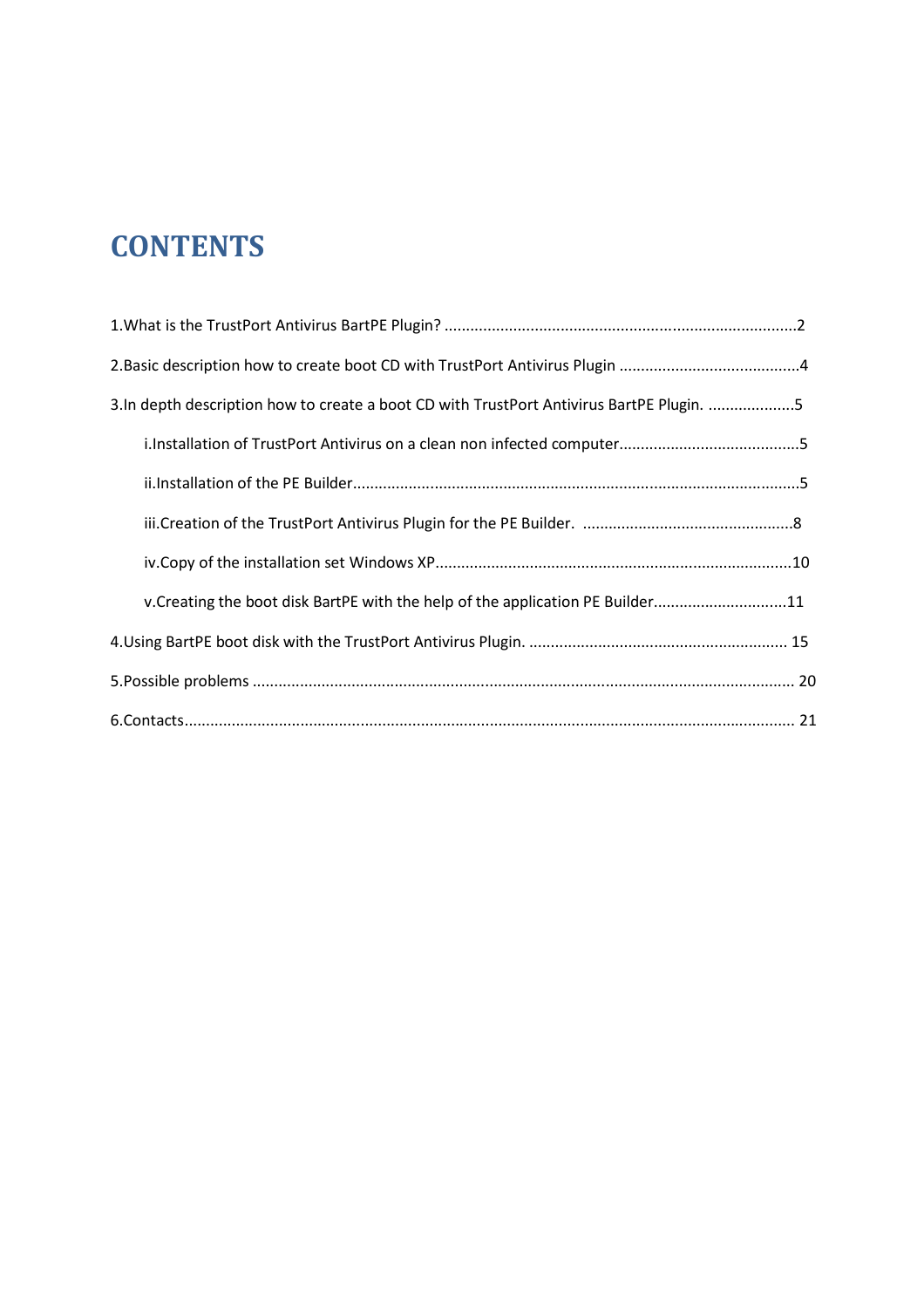# CONTENTS

1.What is the TrustPort Antivirus BartPE Plugin? ....................................................................................2

2.Basic description how to create boot CD with TrustPort Antivirus Plugin ..........................................4

3.In depth description how to create a boot CD with TrustPort Antivirus BartPE Plugin. ....................5

- i.Installation of TrustPort Antivirus on a clean non infected computer..........................................5
- ii.Installation of the PE Builder.......................................................................................................5
- iii.Creation of the TrustPort Antivirus Plugin for the PE Builder. .................................................8
- iv.Copy of the installation set Windows XP...................................................................................10
- v.Creating the boot disk BartPE with the help of the application PE Builder...............................11

4.Using BartPE boot disk with the TrustPort Antivirus Plugin. ............................................................ 15

5.Possible problems ............................................................................................................................. 20

6.Contacts............................................................................................................................................. 21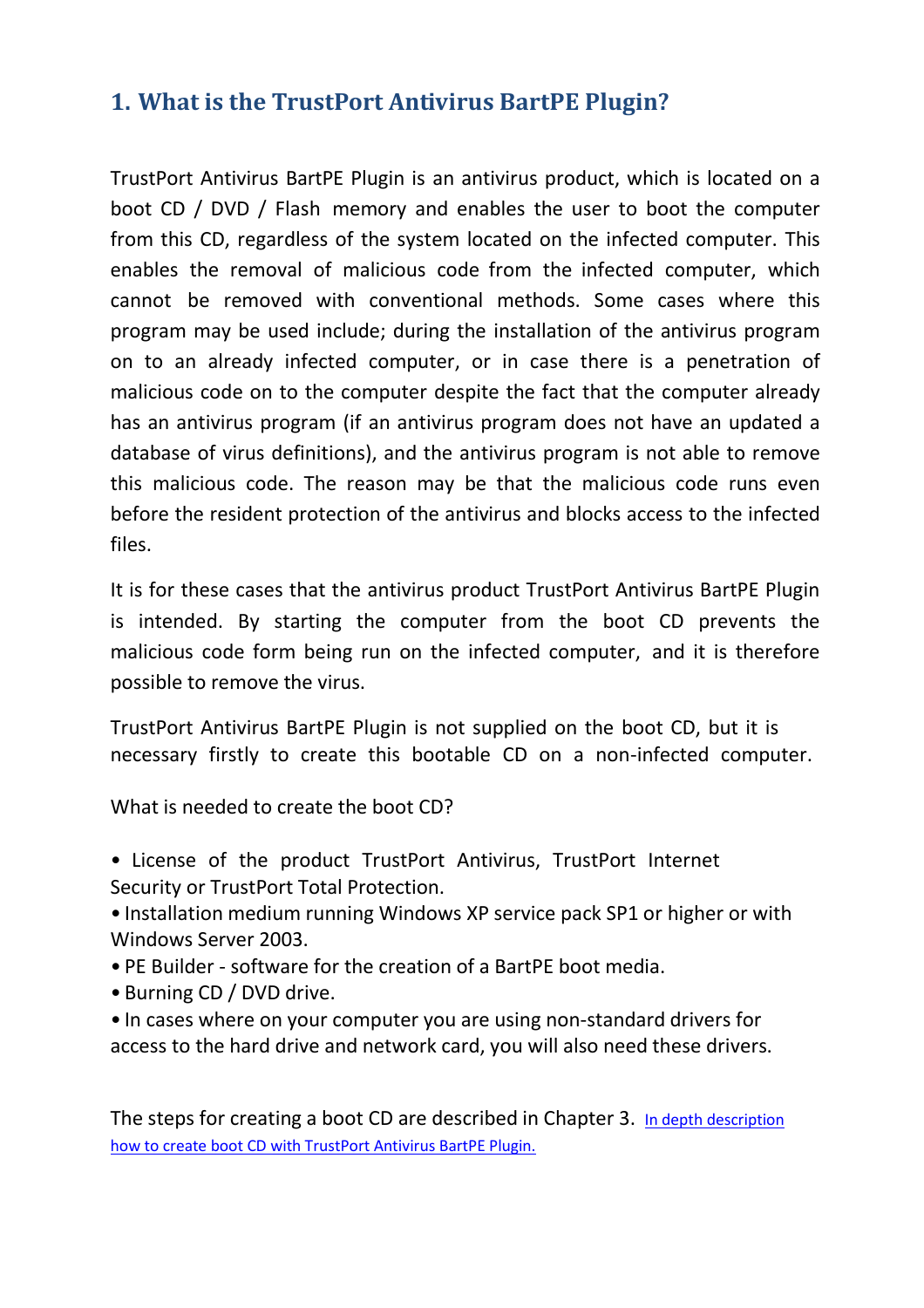## 1. What is the TrustPort Antivirus BartPE Plugin?

TrustPort Antivirus BartPE Plugin is an antivirus product, which is located on a boot CD / DVD / Flash memory and enables the user to boot the computer from this CD, regardless of the system located on the infected computer. This enables the removal of malicious code from the infected computer, which cannot be removed with conventional methods. Some cases where this program may be used include; during the installation of the antivirus program on to an already infected computer, or in case there is a penetration of malicious code on to the computer despite the fact that the computer already has an antivirus program (if an antivirus program does not have an updated a database of virus definitions), and the antivirus program is not able to remove this malicious code. The reason may be that the malicious code runs even before the resident protection of the antivirus and blocks access to the infected files.

It is for these cases that the antivirus product TrustPort Antivirus BartPE Plugin is intended. By starting the computer from the boot CD prevents the malicious code form being run on the infected computer, and it is therefore possible to remove the virus.

TrustPort Antivirus BartPE Plugin is not supplied on the boot CD, but it is necessary firstly to create this bootable CD on a non-infected computer.

What is needed to create the boot CD?

- License of the product TrustPort Antivirus, TrustPort Internet Security or TrustPort Total Protection.
- Installation medium running Windows XP service pack SP1 or higher or with Windows Server 2003.
- PE Builder - software for the creation of a BartPE boot media.
- Burning CD / DVD drive.
- In cases where on your computer you are using non-standard drivers for access to the hard drive and network card, you will also need these drivers.

The steps for creating a boot CD are described in Chapter 3. In depth description how to create boot CD with TrustPort Antivirus BartPE Plugin.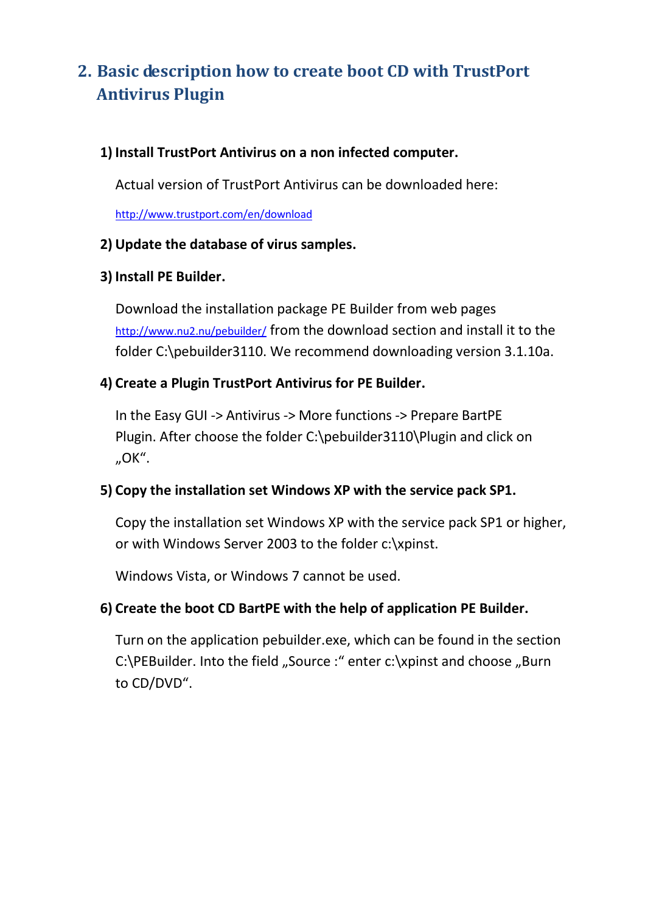## 2. Basic description how to create boot CD with TrustPort Antivirus Plugin

1) **Install TrustPort Antivirus on a non infected computer.**

   Actual version of TrustPort Antivirus can be downloaded here:

   http://www.trustport.com/en/download

2) **Update the database of virus samples.**

3) **Install PE Builder.**

   Download the installation package PE Builder from web pages http://www.nu2.nu/pebuilder/ from the download section and install it to the folder C:\pebuilder3110. We recommend downloading version 3.1.10a.

4) **Create a Plugin TrustPort Antivirus for PE Builder.**

   In the Easy GUI -> Antivirus -> More functions -> Prepare BartPE Plugin. After choose the folder C:\pebuilder3110\Plugin and click on „OK".

5) **Copy the installation set Windows XP with the service pack SP1.**

   Copy the installation set Windows XP with the service pack SP1 or higher, or with Windows Server 2003 to the folder c:\xpinst.

   Windows Vista, or Windows 7 cannot be used.

6) **Create the boot CD BartPE with the help of application PE Builder.**

   Turn on the application pebuilder.exe, which can be found in the section C:\PEBuilder. Into the field „Source :" enter c:\xpinst and choose „Burn to CD/DVD".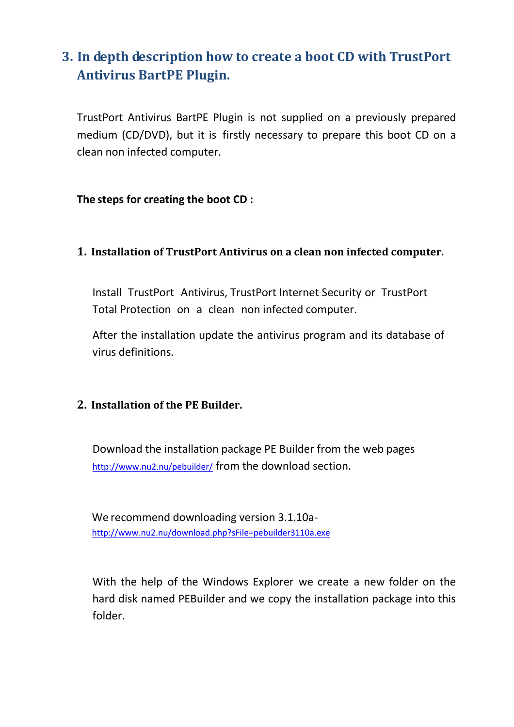## 3. In depth description how to create a boot CD with TrustPort Antivirus BartPE Plugin.

TrustPort Antivirus BartPE Plugin is not supplied on a previously prepared medium (CD/DVD), but it is firstly necessary to prepare this boot CD on a clean non infected computer.

**The steps for creating the boot CD :**

### 1. Installation of TrustPort Antivirus on a clean non infected computer.

Install TrustPort Antivirus, TrustPort Internet Security or TrustPort Total Protection on a clean non infected computer.

After the installation update the antivirus program and its database of virus definitions.

### 2. Installation of the PE Builder.

Download the installation package PE Builder from the web pages http://www.nu2.nu/pebuilder/ from the download section.

We recommend downloading version 3.1.10a- http://www.nu2.nu/download.php?sFile=pebuilder3110a.exe

With the help of the Windows Explorer we create a new folder on the hard disk named PEBuilder and we copy the installation package into this folder.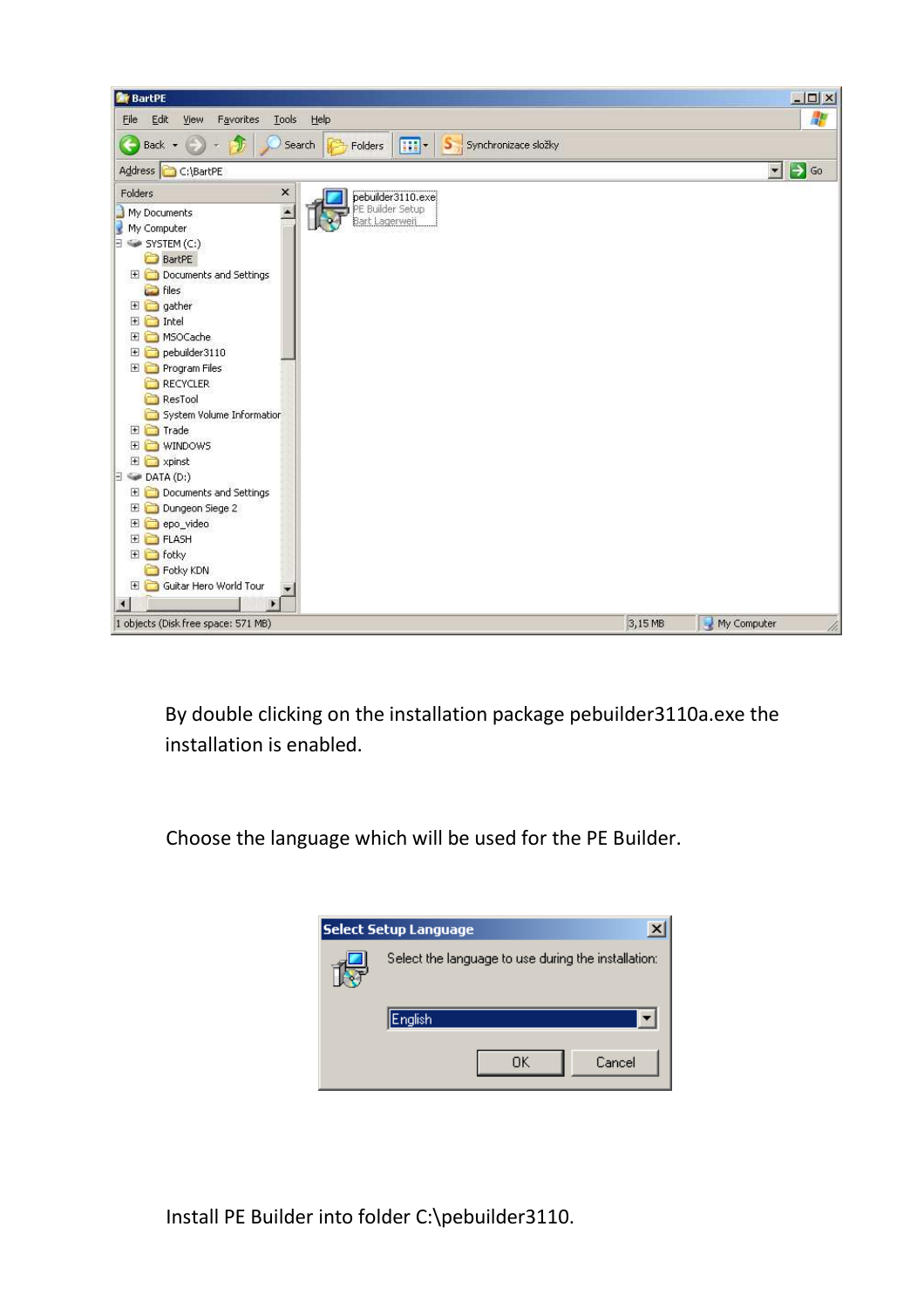By double clicking on the installation package pebuilder3110a.exe the installation is enabled.

Choose the language which will be used for the PE Builder.

Install PE Builder into folder C:\pebuilder3110.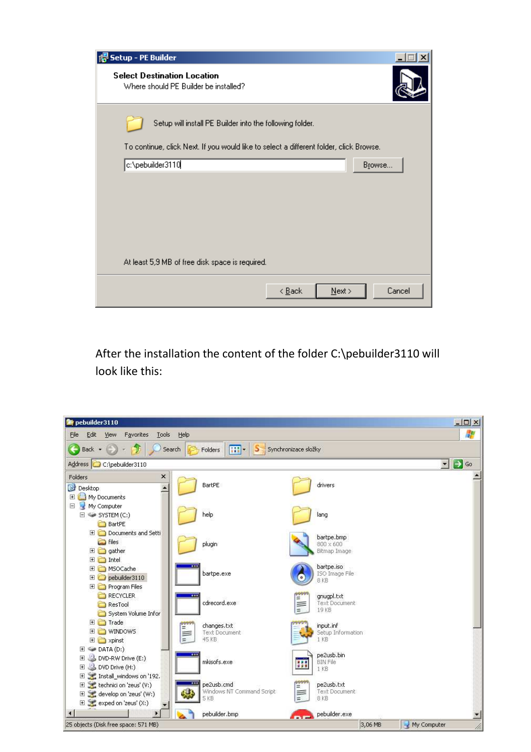After the installation the content of the folder C:\pebuilder3110 will look like this: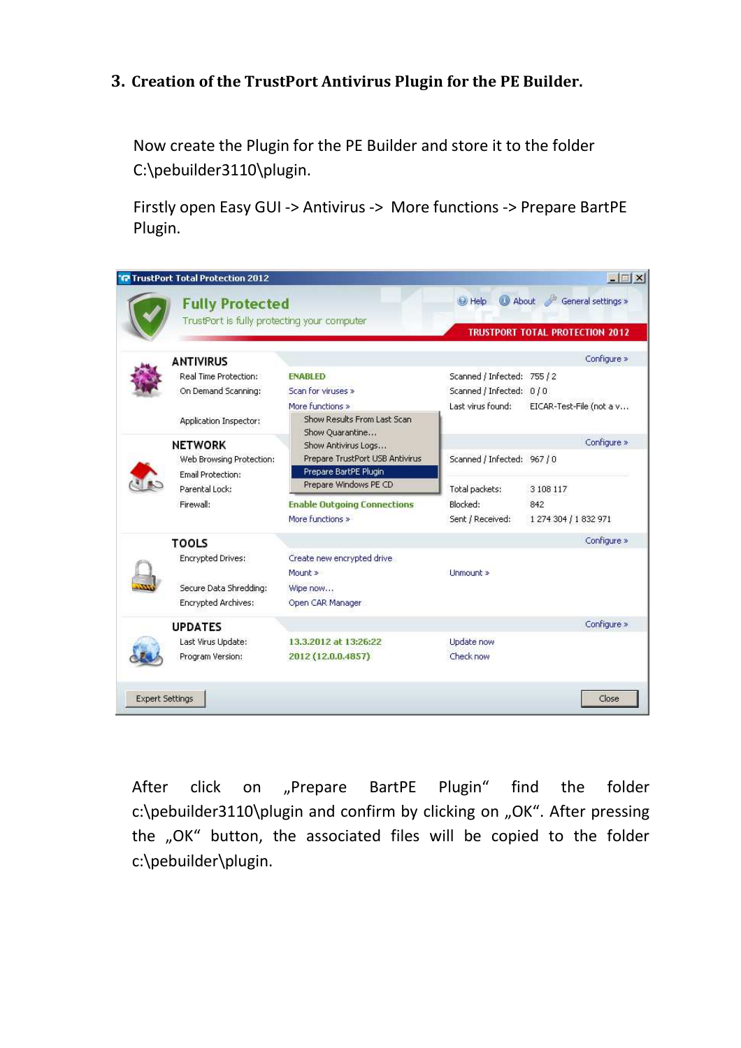## 3. Creation of the TrustPort Antivirus Plugin for the PE Builder.

Now create the Plugin for the PE Builder and store it to the folder C:\pebuilder3110\plugin.

Firstly open Easy GUI -> Antivirus -> More functions -> Prepare BartPE Plugin.

After click on „Prepare BartPE Plugin" find the folder c:\pebuilder3110\plugin and confirm by clicking on „OK". After pressing the „OK" button, the associated files will be copied to the folder c:\pebuilder\plugin.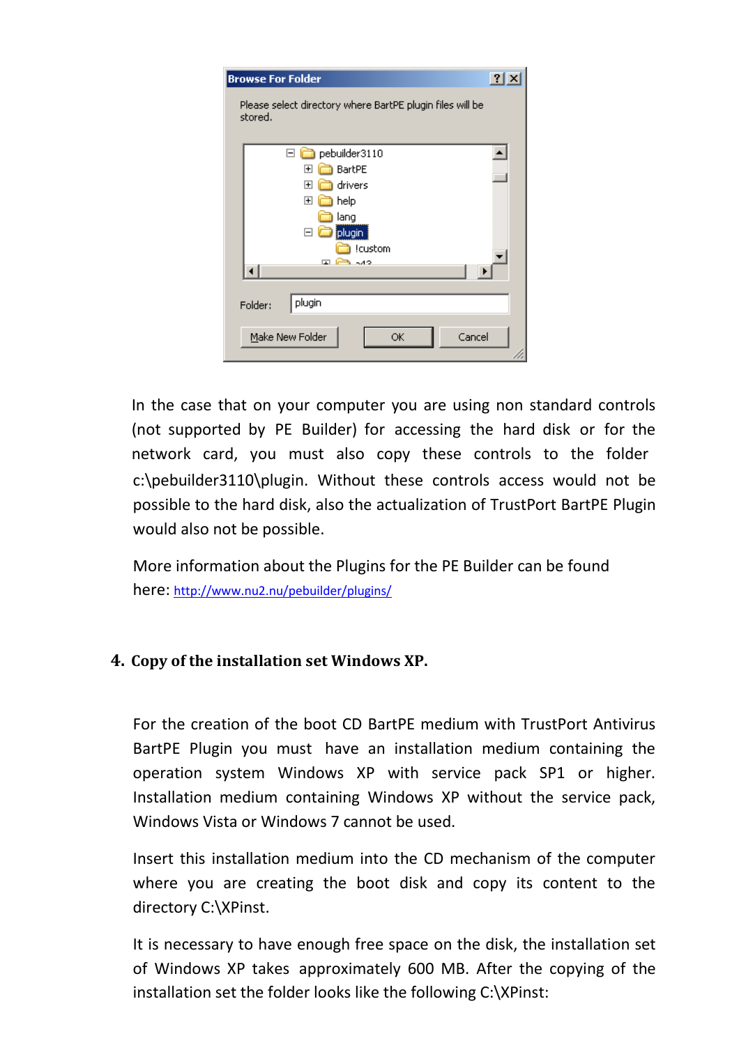In the case that on your computer you are using non standard controls (not supported by PE Builder) for accessing the hard disk or for the network card, you must also copy these controls to the folder c:\pebuilder3110\plugin. Without these controls access would not be possible to the hard disk, also the actualization of TrustPort BartPE Plugin would also not be possible.

More information about the Plugins for the PE Builder can be found here: http://www.nu2.nu/pebuilder/plugins/

## 4. Copy of the installation set Windows XP.

For the creation of the boot CD BartPE medium with TrustPort Antivirus BartPE Plugin you must have an installation medium containing the operation system Windows XP with service pack SP1 or higher. Installation medium containing Windows XP without the service pack, Windows Vista or Windows 7 cannot be used.

Insert this installation medium into the CD mechanism of the computer where you are creating the boot disk and copy its content to the directory C:\XPinst.

It is necessary to have enough free space on the disk, the installation set of Windows XP takes approximately 600 MB. After the copying of the installation set the folder looks like the following C:\XPinst: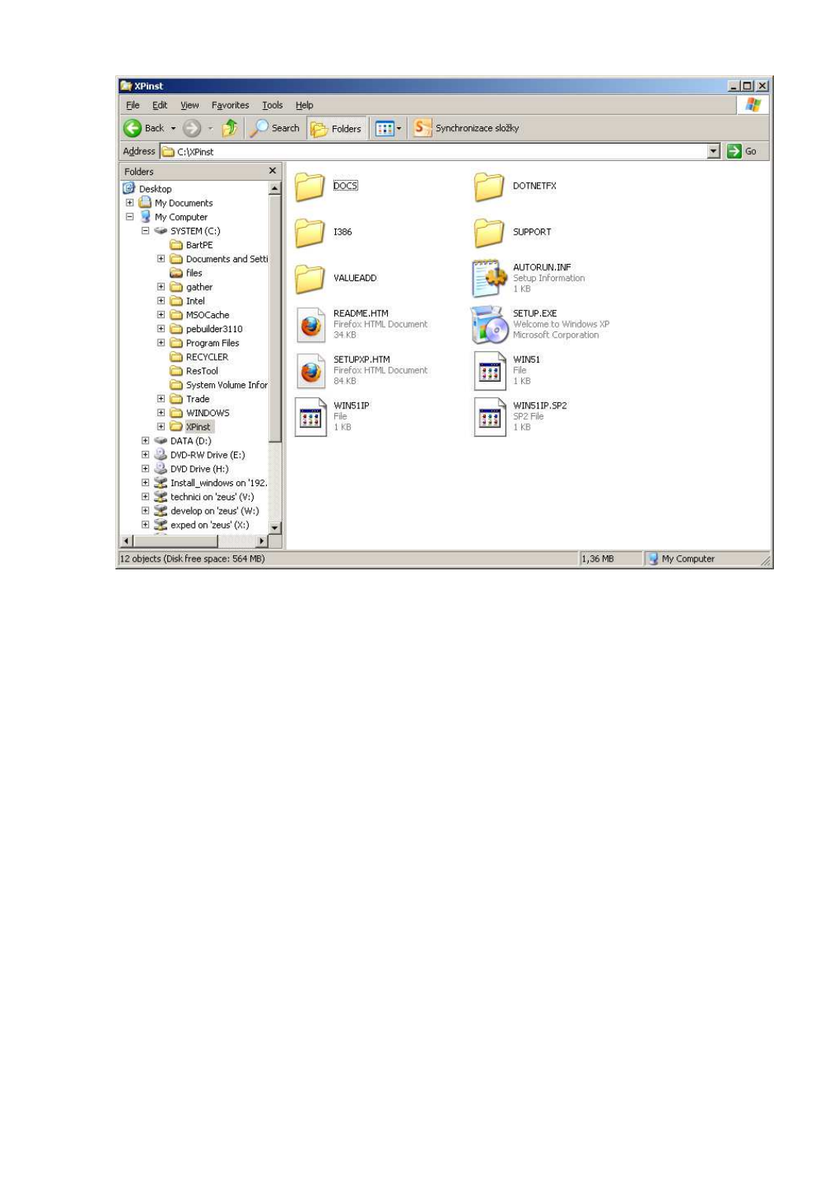XPinst

File Edit View Favorites Tools Help

Back Search Folders Synchronizace složky

Address C:\XPinst Go

Folders

- Desktop
  - My Documents
  - My Computer
    - SYSTEM (C:)
      - BartPE
      - Documents and Setti
      - files
      - gather
      - Intel
      - MSOCache
      - pebuilder3110
      - Program Files
      - RECYCLER
      - ResTool
      - System Volume Infor
      - Trade
      - WINDOWS
      - XPinst
    - DATA (D:)
    - DVD-RW Drive (E:)
    - DVD Drive (H:)
    - Install_windows on '192.
    - technici on 'zeus' (V:)
    - develop on 'zeus' (W:)
    - exped on 'zeus' (X:)

| Name | Type | Size |
| --- | --- | --- |
| DOCS | | |
| DOTNETFX | | |
| I386 | | |
| SUPPORT | | |
| VALUEADD | | |
| AUTORUN.INF | Setup Information | 1 KB |
| README.HTM | Firefox HTML Document | 34 KB |
| SETUP.EXE | Welcome to Windows XP, Microsoft Corporation | |
| SETUPXP.HTM | Firefox HTML Document | 84 KB |
| WIN51 | File | 1 KB |
| WIN51IP | File | 1 KB |
| WIN51IP.SP2 | SP2 File | 1 KB |

12 objects (Disk free space: 564 MB) 1,36 MB My Computer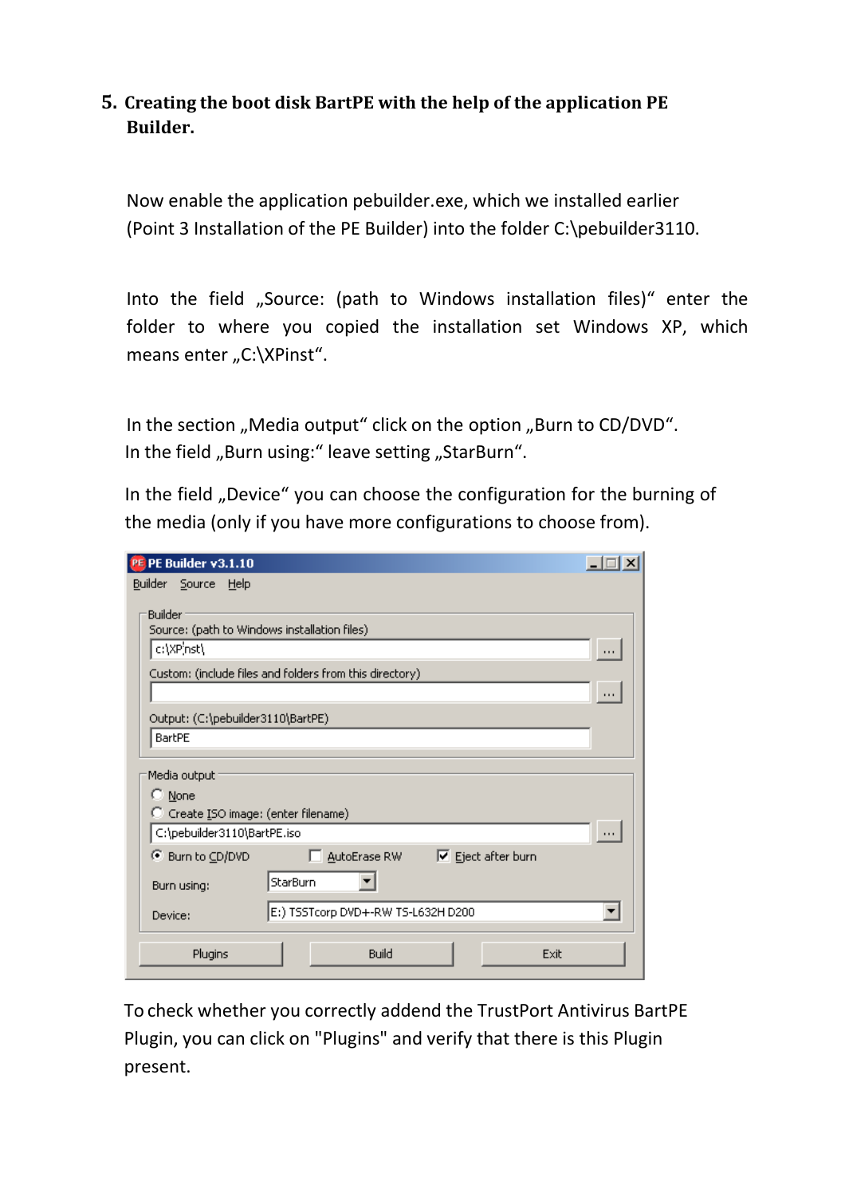## 5. Creating the boot disk BartPE with the help of the application PE Builder.

Now enable the application pebuilder.exe, which we installed earlier (Point 3 Installation of the PE Builder) into the folder C:\pebuilder3110.

Into the field „Source: (path to Windows installation files)“ enter the folder to where you copied the installation set Windows XP, which means enter „C:\XPinst“.

In the section „Media output“ click on the option „Burn to CD/DVD“.
In the field „Burn using:“ leave setting „StarBurn“.

In the field „Device“ you can choose the configuration for the burning of the media (only if you have more configurations to choose from).

To check whether you correctly addend the TrustPort Antivirus BartPE Plugin, you can click on "Plugins" and verify that there is this Plugin present.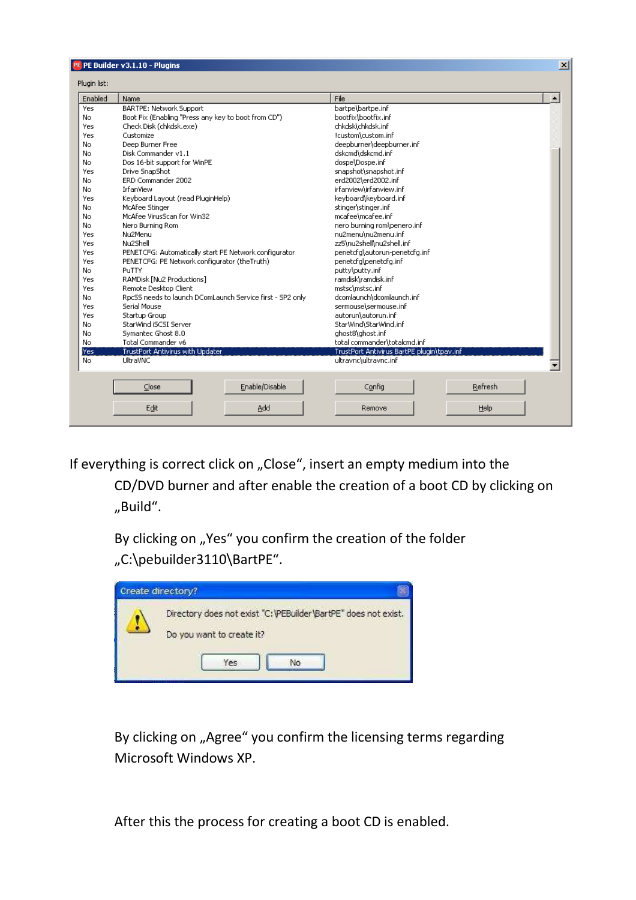If everything is correct click on „Close", insert an empty medium into the CD/DVD burner and after enable the creation of a boot CD by clicking on „Build".

By clicking on „Yes" you confirm the creation of the folder „C:\pebuilder3110\BartPE".

By clicking on „Agree" you confirm the licensing terms regarding Microsoft Windows XP.

After this the process for creating a boot CD is enabled.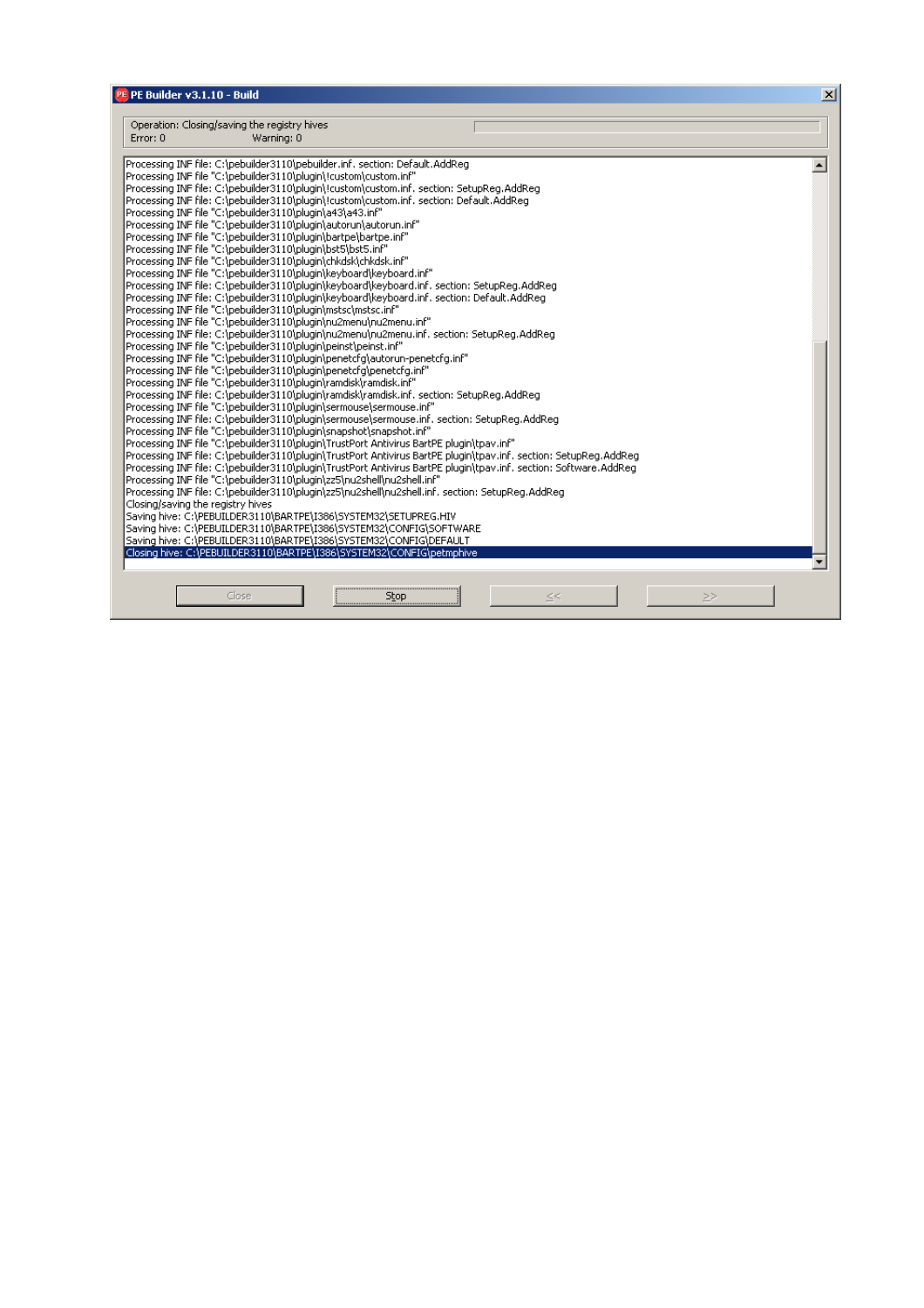PE Builder v3.1.10 - Build

Operation: Closing/saving the registry hives
Error: 0 Warning: 0

```
Processing INF file: C:\pebuilder3110\pebuilder.inf. section: Default.AddReg
Processing INF file "C:\pebuilder3110\plugin\!custom\custom.inf"
Processing INF file: C:\pebuilder3110\plugin\!custom\custom.inf. section: SetupReg.AddReg
Processing INF file: C:\pebuilder3110\plugin\!custom\custom.inf. section: Default.AddReg
Processing INF file "C:\pebuilder3110\plugin\a43\a43.inf"
Processing INF file "C:\pebuilder3110\plugin\autorun\autorun.inf"
Processing INF file "C:\pebuilder3110\plugin\bartpe\bartpe.inf"
Processing INF file "C:\pebuilder3110\plugin\bst5\bst5.inf"
Processing INF file "C:\pebuilder3110\plugin\chkdsk\chkdsk.inf"
Processing INF file "C:\pebuilder3110\plugin\keyboard\keyboard.inf"
Processing INF file: C:\pebuilder3110\plugin\keyboard\keyboard.inf. section: SetupReg.AddReg
Processing INF file: C:\pebuilder3110\plugin\keyboard\keyboard.inf. section: Default.AddReg
Processing INF file "C:\pebuilder3110\plugin\mstsc\mstsc.inf"
Processing INF file "C:\pebuilder3110\plugin\nu2menu\nu2menu.inf"
Processing INF file: C:\pebuilder3110\plugin\nu2menu\nu2menu.inf. section: SetupReg.AddReg
Processing INF file "C:\pebuilder3110\plugin\peinst\peinst.inf"
Processing INF file "C:\pebuilder3110\plugin\penetcfg\autorun-penetcfg.inf"
Processing INF file "C:\pebuilder3110\plugin\penetcfg\penetcfg.inf"
Processing INF file "C:\pebuilder3110\plugin\ramdisk\ramdisk.inf"
Processing INF file: C:\pebuilder3110\plugin\ramdisk\ramdisk.inf. section: SetupReg.AddReg
Processing INF file "C:\pebuilder3110\plugin\sermouse\sermouse.inf"
Processing INF file: C:\pebuilder3110\plugin\sermouse\sermouse.inf. section: SetupReg.AddReg
Processing INF file "C:\pebuilder3110\plugin\snapshot\snapshot.inf"
Processing INF file "C:\pebuilder3110\plugin\TrustPort Antivirus BartPE plugin\tpav.inf"
Processing INF file: C:\pebuilder3110\plugin\TrustPort Antivirus BartPE plugin\tpav.inf. section: SetupReg.AddReg
Processing INF file: C:\pebuilder3110\plugin\TrustPort Antivirus BartPE plugin\tpav.inf. section: Software.AddReg
Processing INF file "C:\pebuilder3110\plugin\zz5\nu2shell\nu2shell.inf"
Processing INF file: C:\pebuilder3110\plugin\zz5\nu2shell\nu2shell.inf. section: SetupReg.AddReg
Closing/saving the registry hives
Saving hive: C:\PEBUILDER3110\BARTPE\I386\SYSTEM32\SETUPREG.HIV
Saving hive: C:\PEBUILDER3110\BARTPE\I386\SYSTEM32\CONFIG\SOFTWARE
Saving hive: C:\PEBUILDER3110\BARTPE\I386\SYSTEM32\CONFIG\DEFAULT
Closing hive: C:\PEBUILDER3110\BARTPE\I386\SYSTEM32\CONFIG\petmphive
```

Close | Stop | << | >>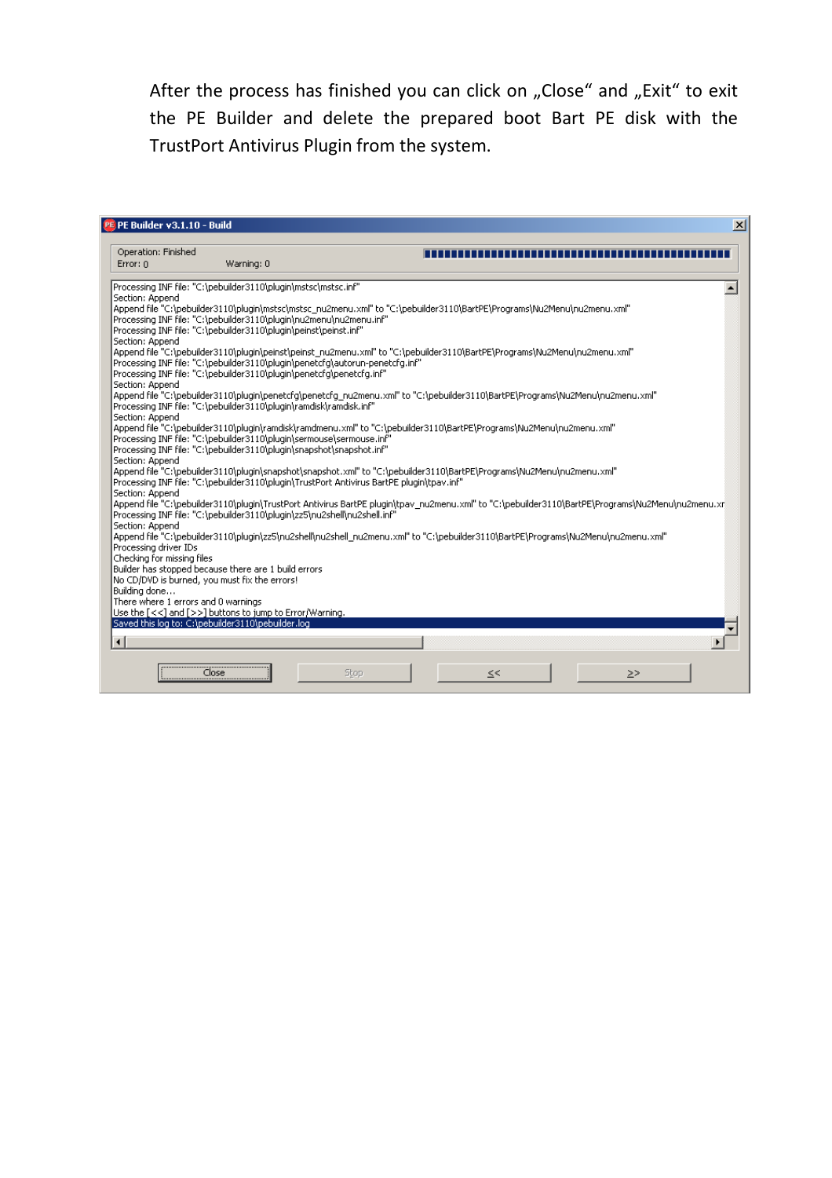After the process has finished you can click on „Close" and „Exit" to exit the PE Builder and delete the prepared boot Bart PE disk with the TrustPort Antivirus Plugin from the system.

PE Builder v3.1.10 - Build

Operation: Finished
Error: 0 Warning: 0

```
Processing INF file: "C:\pebuilder3110\plugin\mstsc\mstsc.inf"
Section: Append
Append file "C:\pebuilder3110\plugin\mstsc\mstsc_nu2menu.xml" to "C:\pebuilder3110\BartPE\Programs\Nu2Menu\nu2menu.xml"
Processing INF file: "C:\pebuilder3110\plugin\nu2menu\nu2menu.inf"
Processing INF file: "C:\pebuilder3110\plugin\peinst\peinst.inf"
Section: Append
Append file "C:\pebuilder3110\plugin\peinst\peinst_nu2menu.xml" to "C:\pebuilder3110\BartPE\Programs\Nu2Menu\nu2menu.xml"
Processing INF file: "C:\pebuilder3110\plugin\penetcfg\autorun-penetcfg.inf"
Processing INF file: "C:\pebuilder3110\plugin\penetcfg\penetcfg.inf"
Section: Append
Append file "C:\pebuilder3110\plugin\penetcfg\penetcfg_nu2menu.xml" to "C:\pebuilder3110\BartPE\Programs\Nu2Menu\nu2menu.xml"
Processing INF file: "C:\pebuilder3110\plugin\ramdisk\ramdisk.inf"
Section: Append
Append file "C:\pebuilder3110\plugin\ramdisk\ramdmenu.xml" to "C:\pebuilder3110\BartPE\Programs\Nu2Menu\nu2menu.xml"
Processing INF file: "C:\pebuilder3110\plugin\sermouse\sermouse.inf"
Processing INF file: "C:\pebuilder3110\plugin\snapshot\snapshot.inf"
Section: Append
Append file "C:\pebuilder3110\plugin\snapshot\snapshot.xml" to "C:\pebuilder3110\BartPE\Programs\Nu2Menu\nu2menu.xml"
Processing INF file: "C:\pebuilder3110\plugin\TrustPort Antivirus BartPE plugin\tpav.inf"
Section: Append
Append file "C:\pebuilder3110\plugin\TrustPort Antivirus BartPE plugin\tpav_nu2menu.xml" to "C:\pebuilder3110\BartPE\Programs\Nu2Menu\nu2menu.xr
Processing INF file: "C:\pebuilder3110\plugin\zz5\nu2shell\nu2shell.inf"
Section: Append
Append file "C:\pebuilder3110\plugin\zz5\nu2shell\nu2shell_nu2menu.xml" to "C:\pebuilder3110\BartPE\Programs\Nu2Menu\nu2menu.xml"
Processing driver IDs
Checking for missing files
Builder has stopped because there are 1 build errors
No CD/DVD is burned, you must fix the errors!
Building done...
There where 1 errors and 0 warnings
Use the [<<] and [>>] buttons to jump to Error/Warning.
Saved this log to: C:\pebuilder3110\pebuilder.log
```

Close | Stop | << | >>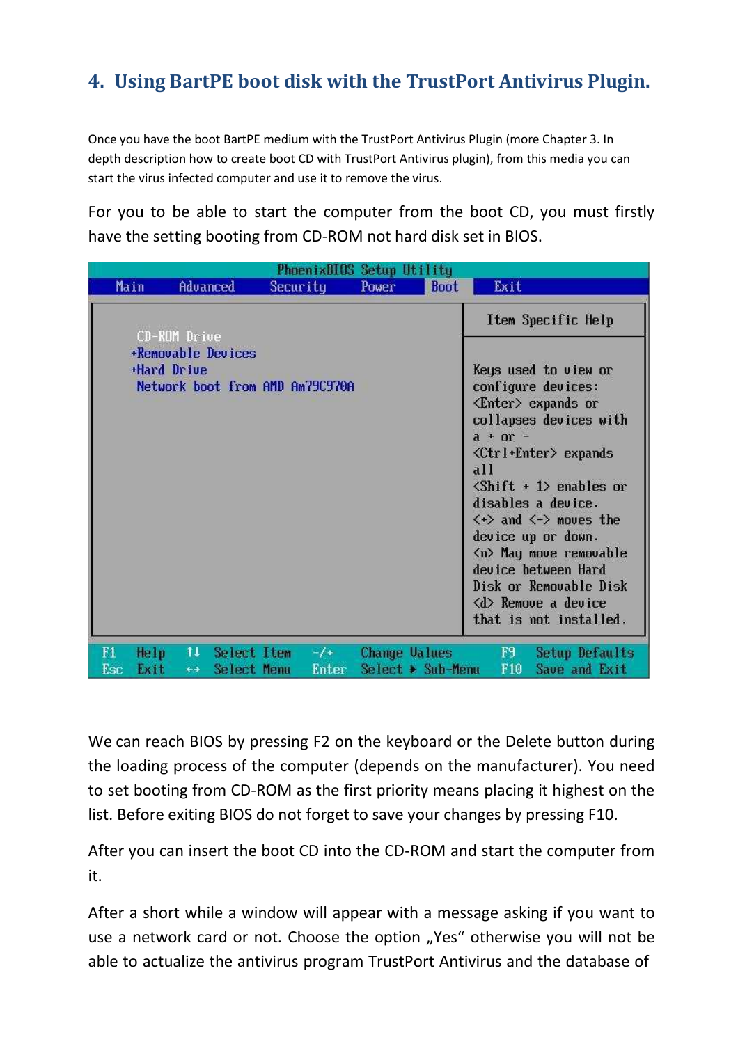## 4. Using BartPE boot disk with the TrustPort Antivirus Plugin.

Once you have the boot BartPE medium with the TrustPort Antivirus Plugin (more Chapter 3. In depth description how to create boot CD with TrustPort Antivirus plugin), from this media you can start the virus infected computer and use it to remove the virus.

For you to be able to start the computer from the boot CD, you must firstly have the setting booting from CD-ROM not hard disk set in BIOS.

We can reach BIOS by pressing F2 on the keyboard or the Delete button during the loading process of the computer (depends on the manufacturer). You need to set booting from CD-ROM as the first priority means placing it highest on the list. Before exiting BIOS do not forget to save your changes by pressing F10.

After you can insert the boot CD into the CD-ROM and start the computer from it.

After a short while a window will appear with a message asking if you want to use a network card or not. Choose the option „Yes“ otherwise you will not be able to actualize the antivirus program TrustPort Antivirus and the database of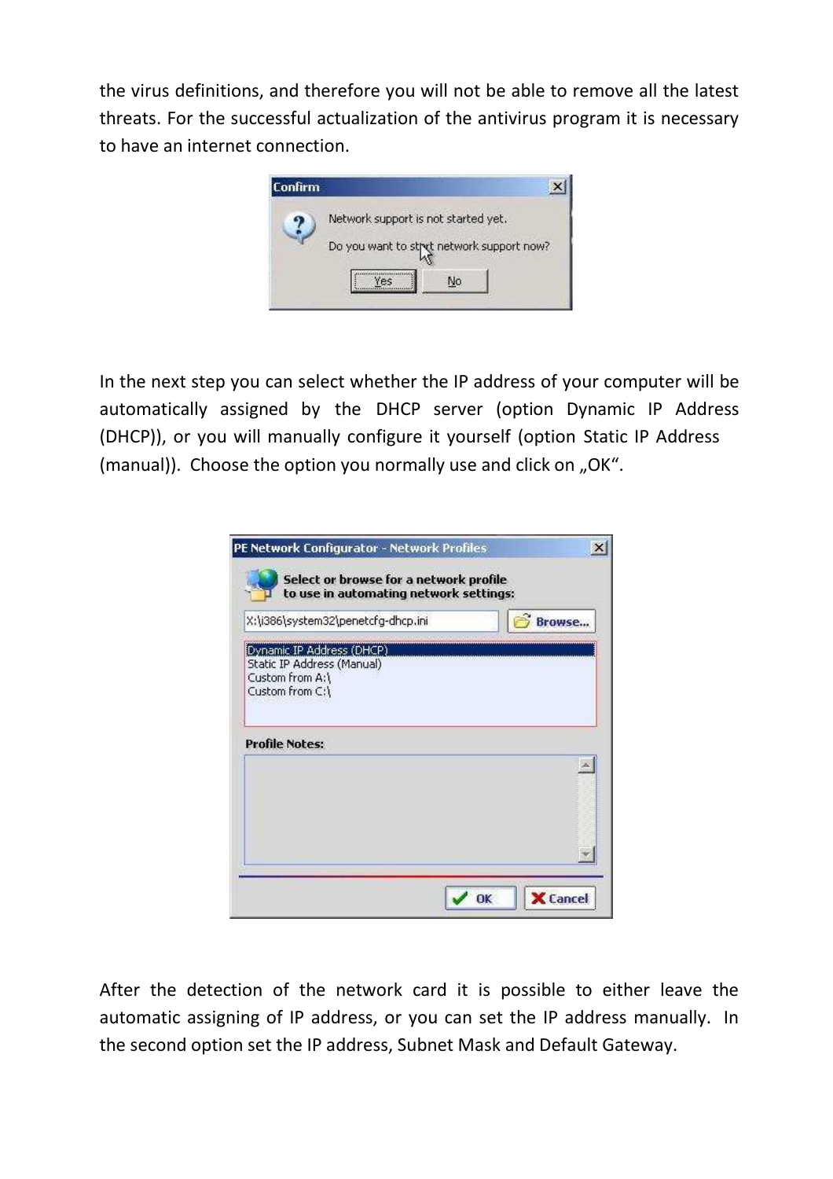the virus definitions, and therefore you will not be able to remove all the latest threats. For the successful actualization of the antivirus program it is necessary to have an internet connection.

In the next step you can select whether the IP address of your computer will be automatically assigned by the DHCP server (option Dynamic IP Address (DHCP)), or you will manually configure it yourself (option Static IP Address (manual)). Choose the option you normally use and click on „OK“.

After the detection of the network card it is possible to either leave the automatic assigning of IP address, or you can set the IP address manually. In the second option set the IP address, Subnet Mask and Default Gateway.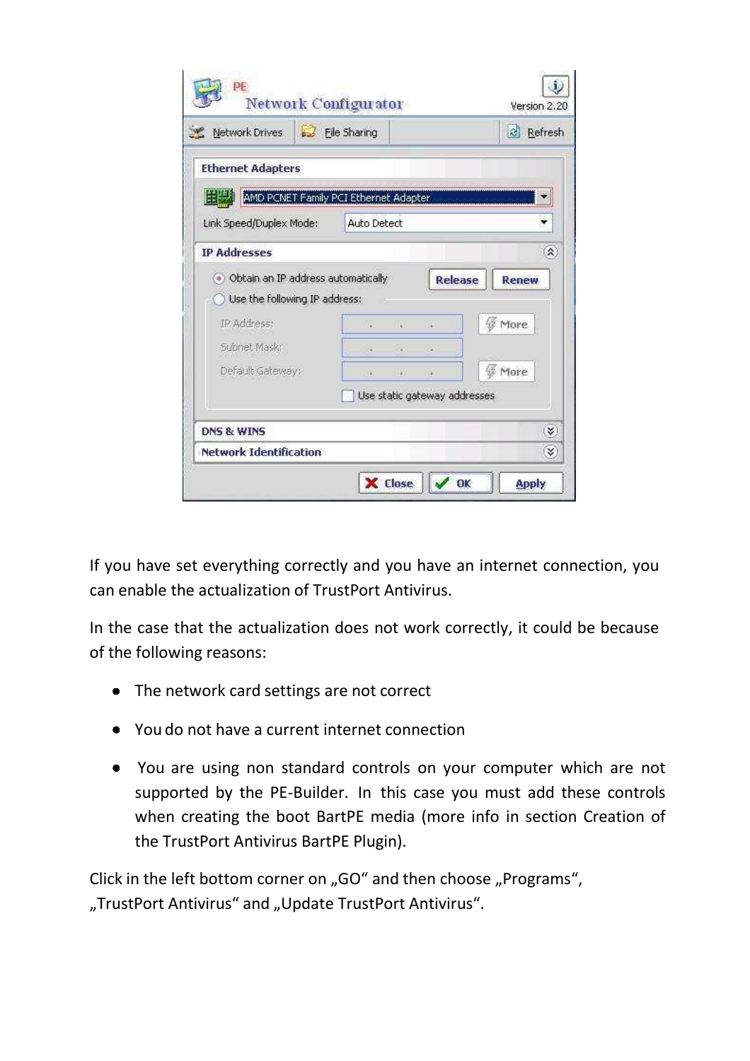If you have set everything correctly and you have an internet connection, you can enable the actualization of TrustPort Antivirus.

In the case that the actualization does not work correctly, it could be because of the following reasons:

- The network card settings are not correct
- You do not have a current internet connection
- You are using non standard controls on your computer which are not supported by the PE-Builder. In this case you must add these controls when creating the boot BartPE media (more info in section Creation of the TrustPort Antivirus BartPE Plugin).

Click in the left bottom corner on „GO“ and then choose „Programs“, „TrustPort Antivirus“ and „Update TrustPort Antivirus“.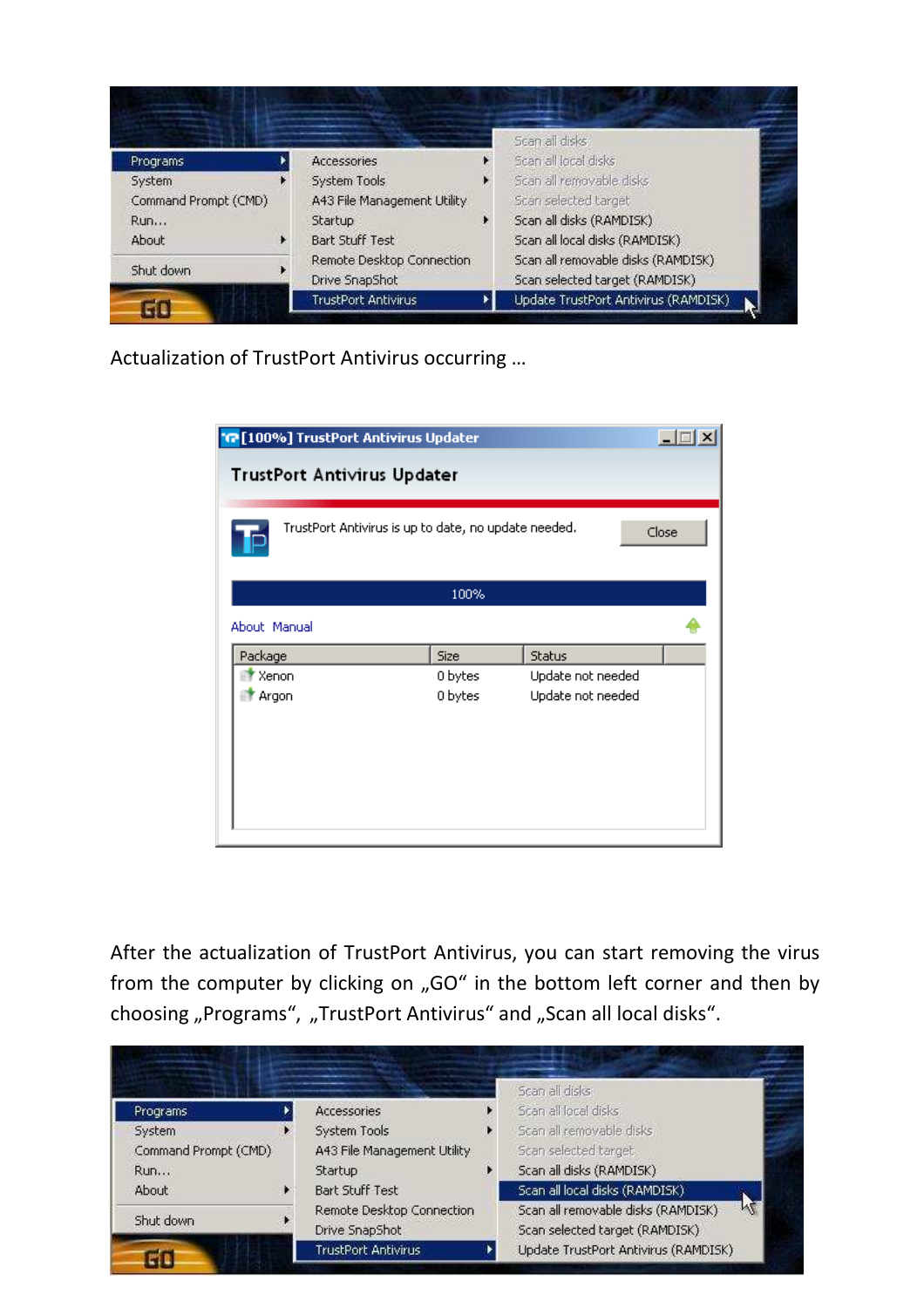Actualization of TrustPort Antivirus occurring …

After the actualization of TrustPort Antivirus, you can start removing the virus from the computer by clicking on „GO“ in the bottom left corner and then by choosing „Programs“, „TrustPort Antivirus“ and „Scan all local disks“.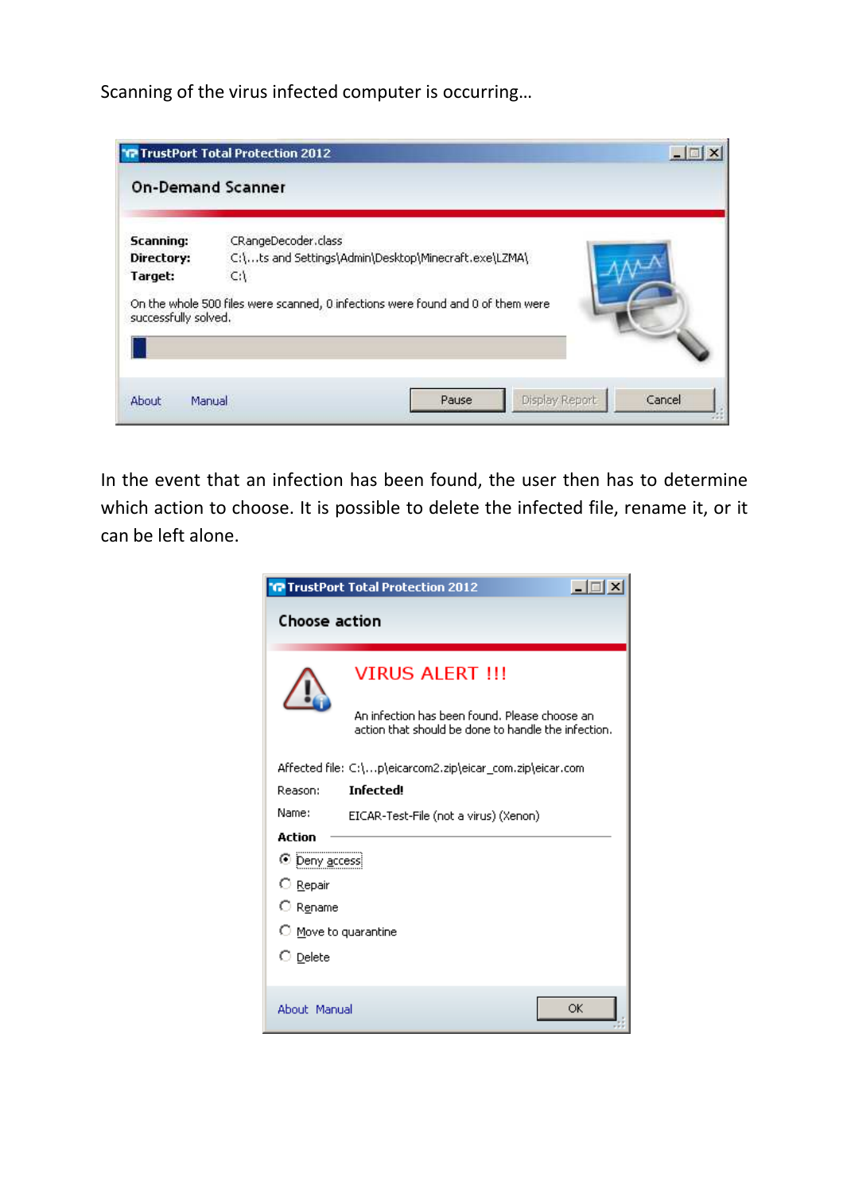Scanning of the virus infected computer is occurring…

In the event that an infection has been found, the user then has to determine which action to choose. It is possible to delete the infected file, rename it, or it can be left alone.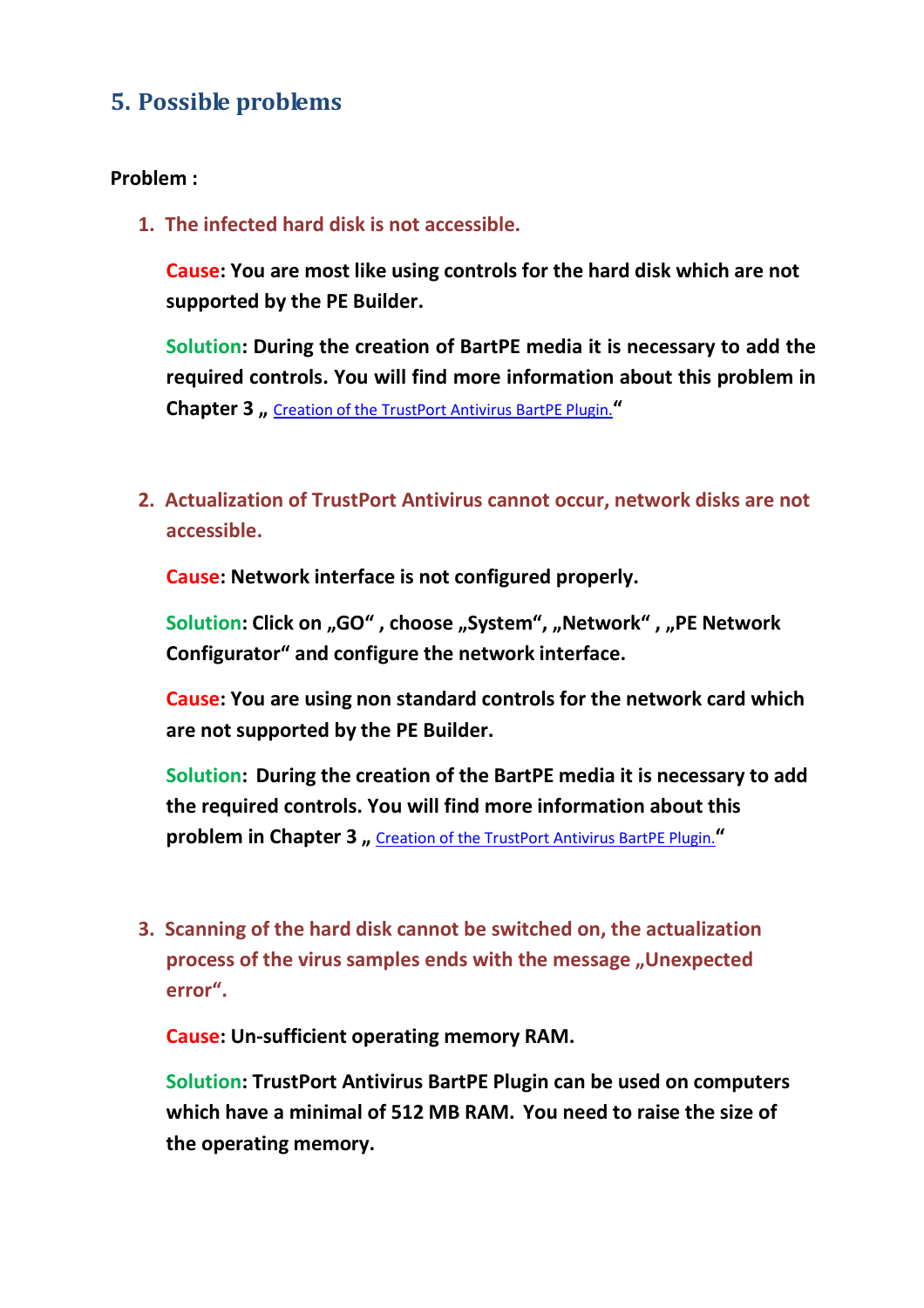## 5. Possible problems

**Problem :**

1. **The infected hard disk is not accessible.**

   **Cause: You are most like using controls for the hard disk which are not supported by the PE Builder.**

   **Solution: During the creation of BartPE media it is necessary to add the required controls. You will find more information about this problem in Chapter 3 „** Creation of the TrustPort Antivirus BartPE Plugin.**“**

2. **Actualization of TrustPort Antivirus cannot occur, network disks are not accessible.**

   **Cause: Network interface is not configured properly.**

   **Solution: Click on „GO“ , choose „System“, „Network“ , „PE Network Configurator“ and configure the network interface.**

   **Cause: You are using non standard controls for the network card which are not supported by the PE Builder.**

   **Solution: During the creation of the BartPE media it is necessary to add the required controls. You will find more information about this problem in Chapter 3 „** Creation of the TrustPort Antivirus BartPE Plugin.**“**

3. **Scanning of the hard disk cannot be switched on, the actualization process of the virus samples ends with the message „Unexpected error“.**

   **Cause: Un-sufficient operating memory RAM.**

   **Solution: TrustPort Antivirus BartPE Plugin can be used on computers which have a minimal of 512 MB RAM. You need to raise the size of the operating memory.**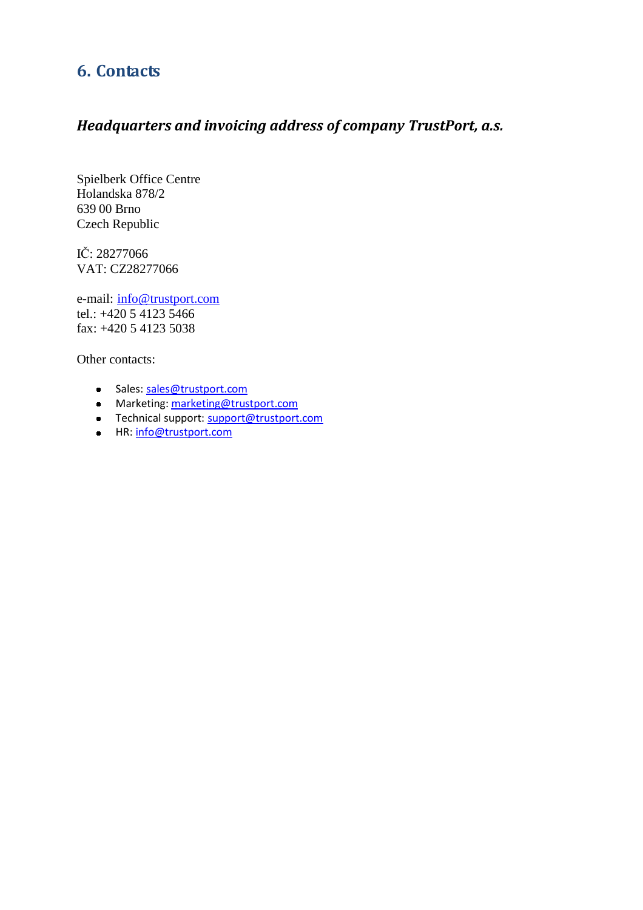# 6. Contacts

## *Headquarters and invoicing address of company TrustPort, a.s.*

Spielberk Office Centre
Holandska 878/2
639 00 Brno
Czech Republic

IČ: 28277066
VAT: CZ28277066

e-mail: info@trustport.com
tel.: +420 5 4123 5466
fax: +420 5 4123 5038

Other contacts:

- Sales: sales@trustport.com
- Marketing: marketing@trustport.com
- Technical support: support@trustport.com
- HR: info@trustport.com